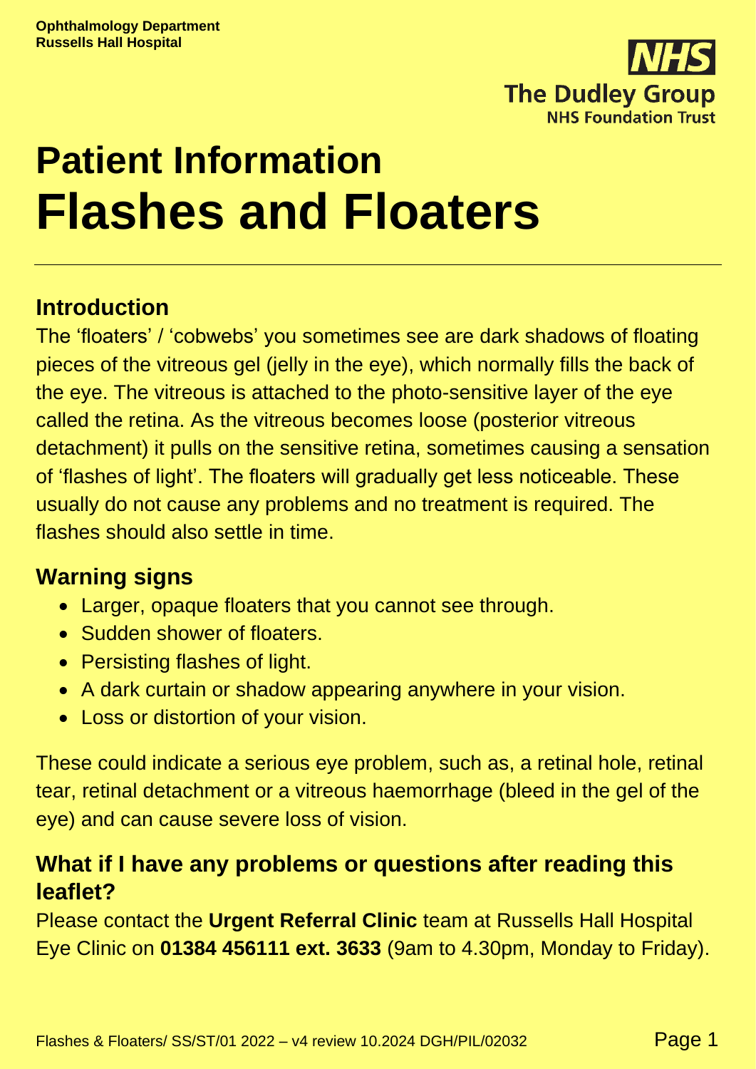**Ophthalmology Department**
**Russells Hall Hospital**

**The Dudley Group**
**NHS Foundation Trust**

# Patient Information
# Flashes and Floaters

## Introduction

The 'floaters' / 'cobwebs' you sometimes see are dark shadows of floating pieces of the vitreous gel (jelly in the eye), which normally fills the back of the eye. The vitreous is attached to the photo-sensitive layer of the eye called the retina. As the vitreous becomes loose (posterior vitreous detachment) it pulls on the sensitive retina, sometimes causing a sensation of 'flashes of light'. The floaters will gradually get less noticeable. These usually do not cause any problems and no treatment is required. The flashes should also settle in time.

## Warning signs

- Larger, opaque floaters that you cannot see through.
- Sudden shower of floaters.
- Persisting flashes of light.
- A dark curtain or shadow appearing anywhere in your vision.
- Loss or distortion of your vision.

These could indicate a serious eye problem, such as, a retinal hole, retinal tear, retinal detachment or a vitreous haemorrhage (bleed in the gel of the eye) and can cause severe loss of vision.

## What if I have any problems or questions after reading this leaflet?

Please contact the **Urgent Referral Clinic** team at Russells Hall Hospital Eye Clinic on **01384 456111 ext. 3633** (9am to 4.30pm, Monday to Friday).

Flashes & Floaters/ SS/ST/01 2022 – v4 review 10.2024 DGH/PIL/02032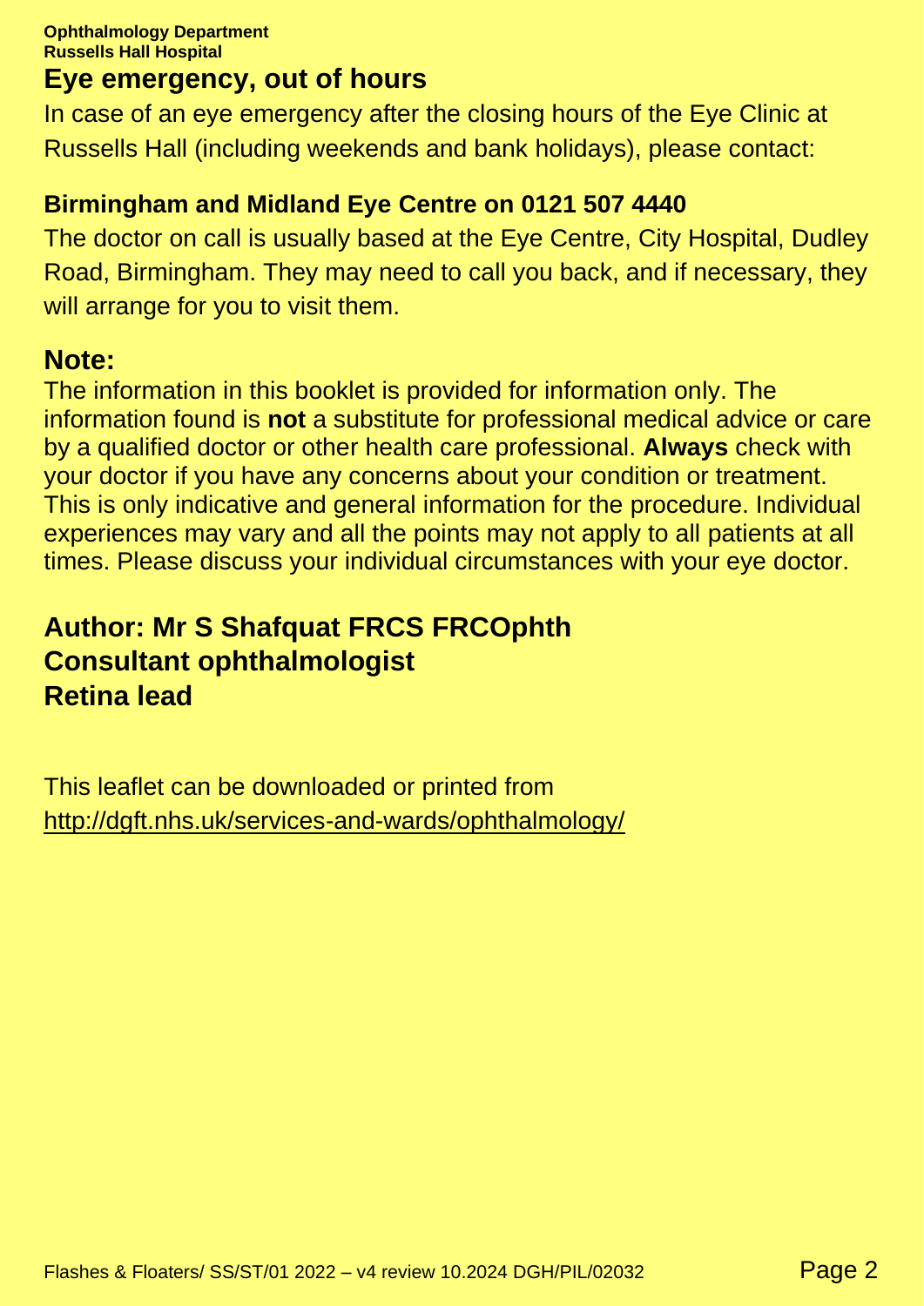**Ophthalmology Department**
**Russells Hall Hospital**

## Eye emergency, out of hours

In case of an eye emergency after the closing hours of the Eye Clinic at Russells Hall (including weekends and bank holidays), please contact:

**Birmingham and Midland Eye Centre on 0121 507 4440**

The doctor on call is usually based at the Eye Centre, City Hospital, Dudley Road, Birmingham. They may need to call you back, and if necessary, they will arrange for you to visit them.

## Note:

The information in this booklet is provided for information only. The information found is **not** a substitute for professional medical advice or care by a qualified doctor or other health care professional. **Always** check with your doctor if you have any concerns about your condition or treatment. This is only indicative and general information for the procedure. Individual experiences may vary and all the points may not apply to all patients at all times. Please discuss your individual circumstances with your eye doctor.

**Author: Mr S Shafquat FRCS FRCOphth**
**Consultant ophthalmologist**
**Retina lead**

This leaflet can be downloaded or printed from
http://dgft.nhs.uk/services-and-wards/ophthalmology/

Flashes & Floaters/ SS/ST/01 2022 – v4 review 10.2024 DGH/PIL/02032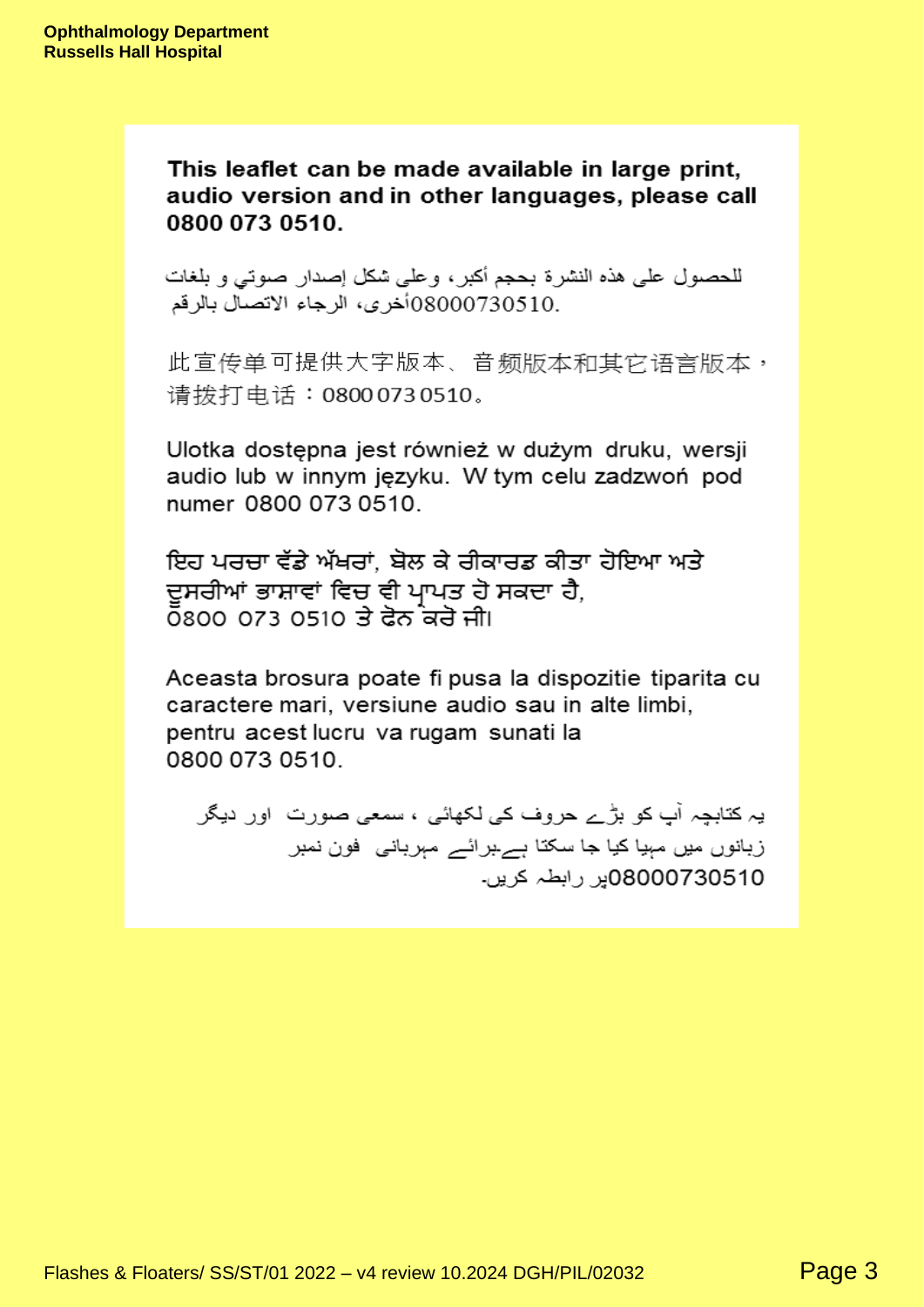**This leaflet can be made available in large print, audio version and in other languages, please call 0800 073 0510.**

للحصول على هذه النشرة بحجم أكبر، وعلى شكل إصدار صوتي و بلغات أخرى، الرجاء الاتصال بالرقم 08000730510.

此宣传单可提供大字版本、音频版本和其它语言版本，请拨打电话：0800 073 0510。

Ulotka dostępna jest również w dużym druku, wersji audio lub w innym języku. W tym celu zadzwoń pod numer 0800 073 0510.

ਇਹ ਪਰਚਾ ਵੱਡੇ ਅੱਖਰਾਂ, ਬੋਲ ਕੇ ਰੀਕਾਰਡ ਕੀਤਾ ਹੋਇਆ ਅਤੇ ਦੂਸਰੀਆਂ ਭਾਸ਼ਾਵਾਂ ਵਿਚ ਵੀ ਪ੍ਰਾਪਤ ਹੋ ਸਕਦਾ ਹੈ, 0800 073 0510 ਤੇ ਫੋਨ ਕਰੋ ਜੀ।

Aceasta brosura poate fi pusa la dispozitie tiparita cu caractere mari, versiune audio sau in alte limbi, pentru acest lucru va rugam sunati la 0800 073 0510.

یہ کتابچہ آپ کو بڑے حروف کی لکھائی ، سمعی صورت اور دیگر زبانوں میں مہیا کیا جا سکتا ہے۔برائے مہربانی فون نمبر 08000730510پر رابطہ کریں۔